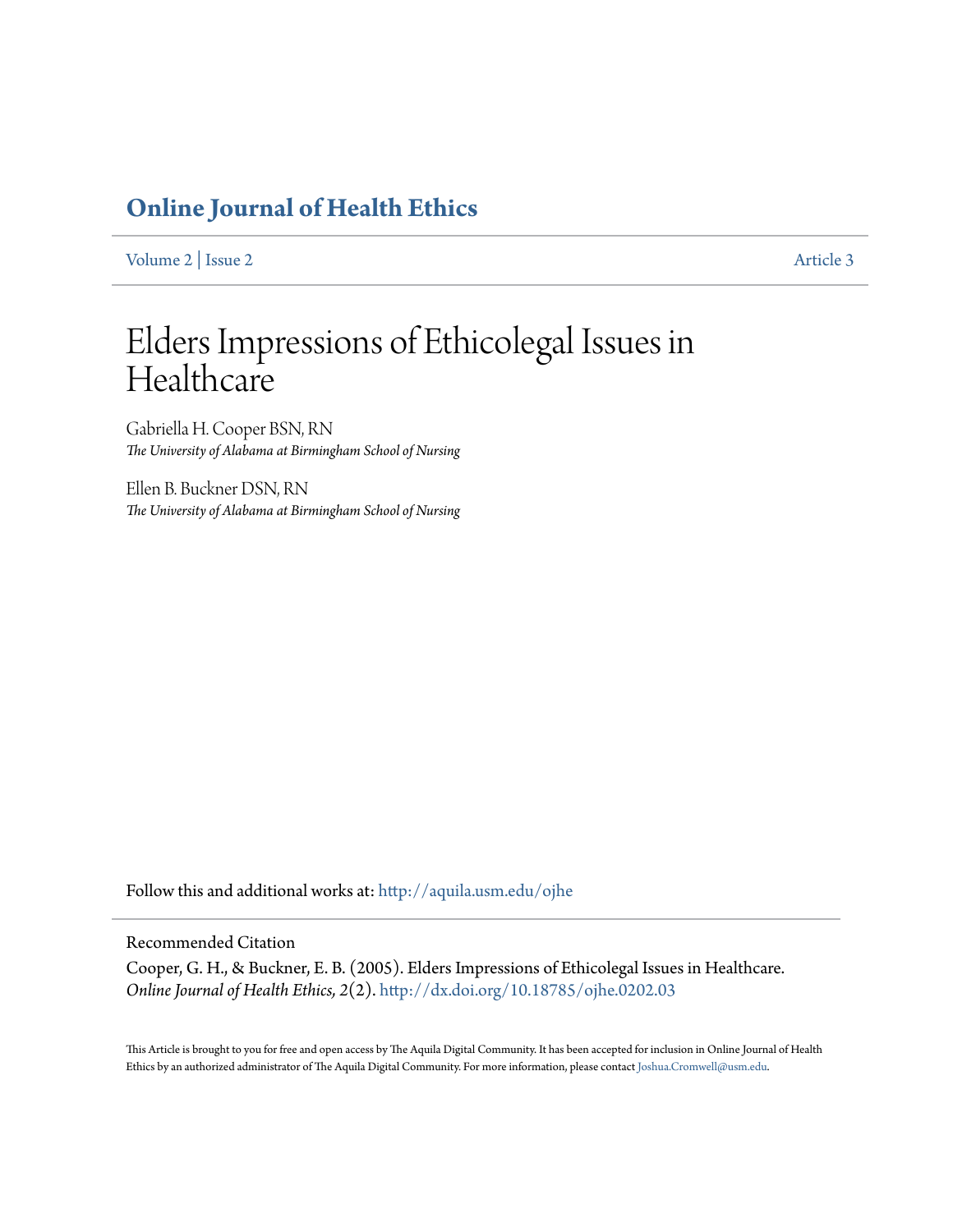# Online Journal of Health Ethics

Volume 2 | Issue 2 Article 3

# Elders Impressions of Ethicolegal Issues in Healthcare

Gabriella H. Cooper BSN, RN
*The University of Alabama at Birmingham School of Nursing*

Ellen B. Buckner DSN, RN
*The University of Alabama at Birmingham School of Nursing*

Follow this and additional works at: http://aquila.usm.edu/ojhe

Recommended Citation

Cooper, G. H., & Buckner, E. B. (2005). Elders Impressions of Ethicolegal Issues in Healthcare. *Online Journal of Health Ethics, 2*(2). http://dx.doi.org/10.18785/ojhe.0202.03

This Article is brought to you for free and open access by The Aquila Digital Community. It has been accepted for inclusion in Online Journal of Health Ethics by an authorized administrator of The Aquila Digital Community. For more information, please contact Joshua.Cromwell@usm.edu.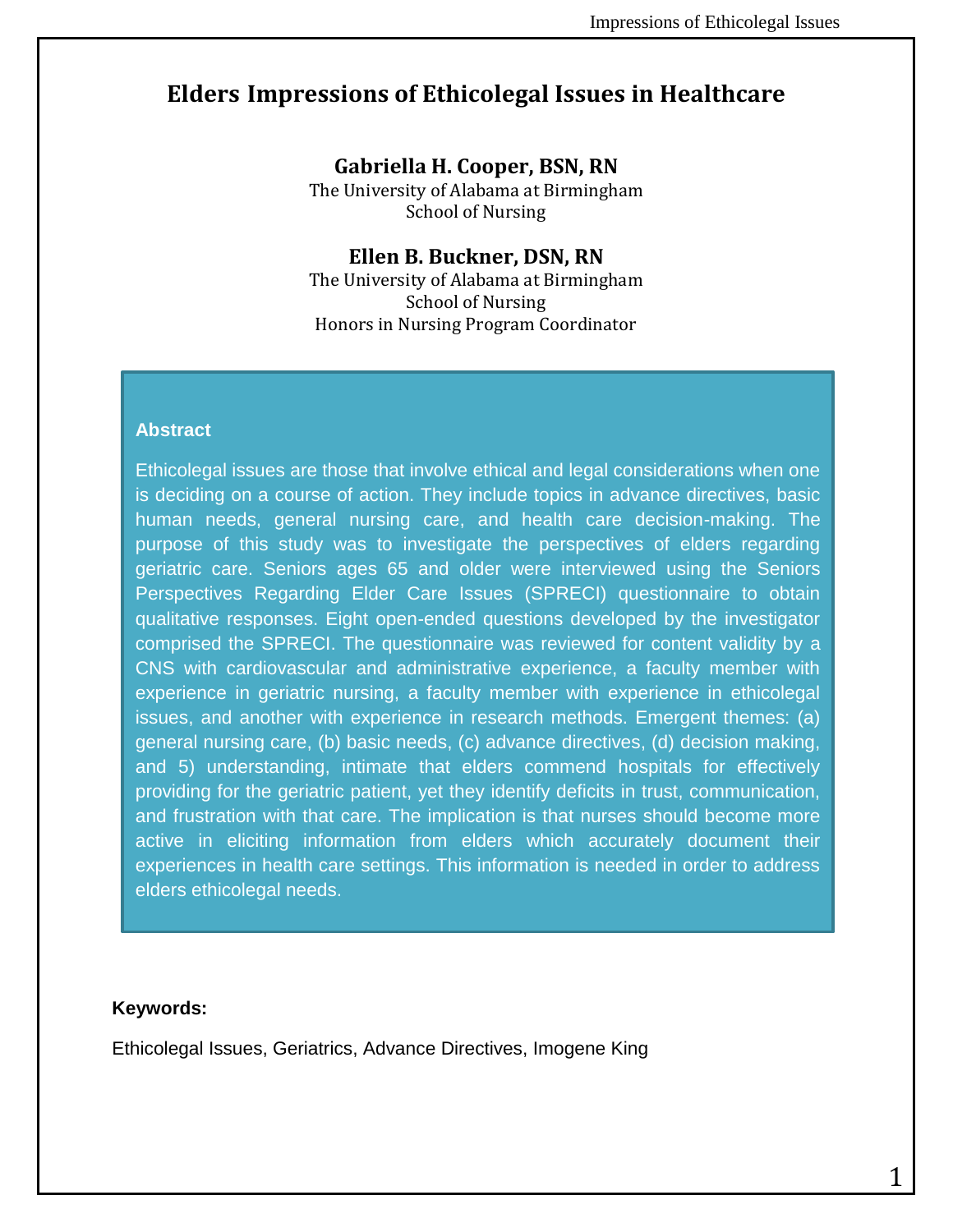# Elders Impressions of Ethicolegal Issues in Healthcare

**Gabriella H. Cooper, BSN, RN**
The University of Alabama at Birmingham
School of Nursing

**Ellen B. Buckner, DSN, RN**
The University of Alabama at Birmingham
School of Nursing
Honors in Nursing Program Coordinator

## Abstract

Ethicolegal issues are those that involve ethical and legal considerations when one is deciding on a course of action. They include topics in advance directives, basic human needs, general nursing care, and health care decision-making. The purpose of this study was to investigate the perspectives of elders regarding geriatric care. Seniors ages 65 and older were interviewed using the Seniors Perspectives Regarding Elder Care Issues (SPRECI) questionnaire to obtain qualitative responses. Eight open-ended questions developed by the investigator comprised the SPRECI. The questionnaire was reviewed for content validity by a CNS with cardiovascular and administrative experience, a faculty member with experience in geriatric nursing, a faculty member with experience in ethicolegal issues, and another with experience in research methods. Emergent themes: (a) general nursing care, (b) basic needs, (c) advance directives, (d) decision making, and 5) understanding, intimate that elders commend hospitals for effectively providing for the geriatric patient, yet they identify deficits in trust, communication, and frustration with that care. The implication is that nurses should become more active in eliciting information from elders which accurately document their experiences in health care settings. This information is needed in order to address elders ethicolegal needs.

**Keywords:**

Ethicolegal Issues, Geriatrics, Advance Directives, Imogene King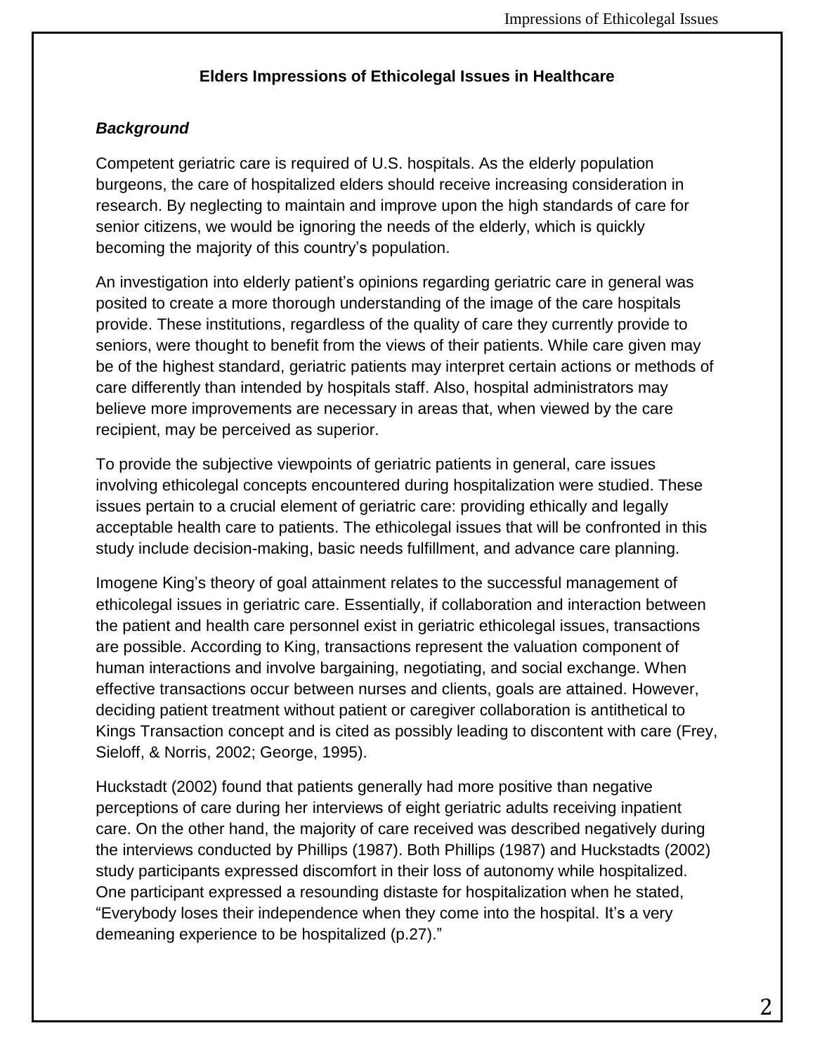**Elders Impressions of Ethicolegal Issues in Healthcare**

***Background***

Competent geriatric care is required of U.S. hospitals. As the elderly population burgeons, the care of hospitalized elders should receive increasing consideration in research. By neglecting to maintain and improve upon the high standards of care for senior citizens, we would be ignoring the needs of the elderly, which is quickly becoming the majority of this country's population.

An investigation into elderly patient's opinions regarding geriatric care in general was posited to create a more thorough understanding of the image of the care hospitals provide. These institutions, regardless of the quality of care they currently provide to seniors, were thought to benefit from the views of their patients. While care given may be of the highest standard, geriatric patients may interpret certain actions or methods of care differently than intended by hospitals staff. Also, hospital administrators may believe more improvements are necessary in areas that, when viewed by the care recipient, may be perceived as superior.

To provide the subjective viewpoints of geriatric patients in general, care issues involving ethicolegal concepts encountered during hospitalization were studied. These issues pertain to a crucial element of geriatric care: providing ethically and legally acceptable health care to patients. The ethicolegal issues that will be confronted in this study include decision-making, basic needs fulfillment, and advance care planning.

Imogene King's theory of goal attainment relates to the successful management of ethicolegal issues in geriatric care. Essentially, if collaboration and interaction between the patient and health care personnel exist in geriatric ethicolegal issues, transactions are possible. According to King, transactions represent the valuation component of human interactions and involve bargaining, negotiating, and social exchange. When effective transactions occur between nurses and clients, goals are attained. However, deciding patient treatment without patient or caregiver collaboration is antithetical to Kings Transaction concept and is cited as possibly leading to discontent with care (Frey, Sieloff, & Norris, 2002; George, 1995).

Huckstadt (2002) found that patients generally had more positive than negative perceptions of care during her interviews of eight geriatric adults receiving inpatient care. On the other hand, the majority of care received was described negatively during the interviews conducted by Phillips (1987). Both Phillips (1987) and Huckstadts (2002) study participants expressed discomfort in their loss of autonomy while hospitalized. One participant expressed a resounding distaste for hospitalization when he stated, "Everybody loses their independence when they come into the hospital. It's a very demeaning experience to be hospitalized (p.27)."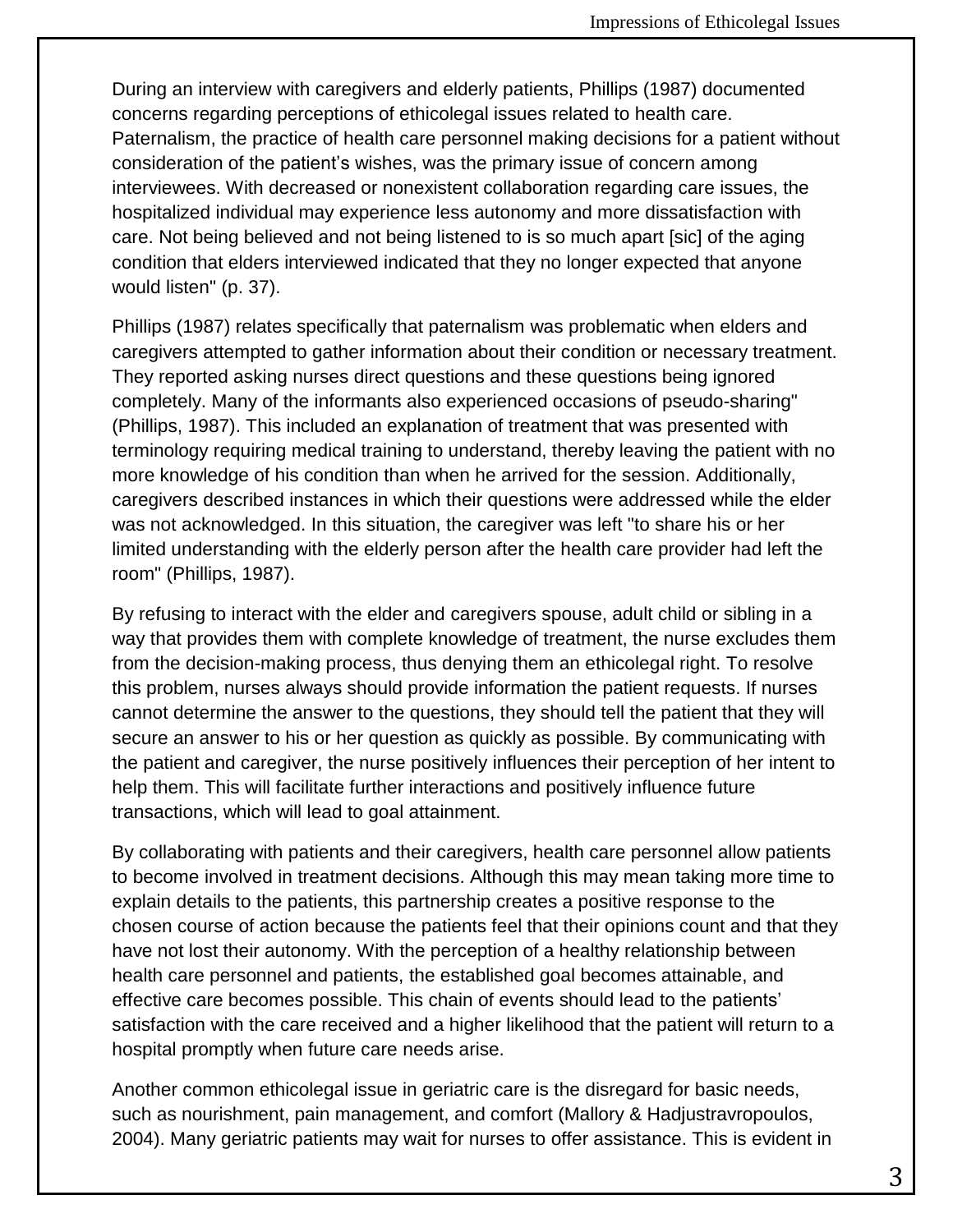During an interview with caregivers and elderly patients, Phillips (1987) documented concerns regarding perceptions of ethicolegal issues related to health care. Paternalism, the practice of health care personnel making decisions for a patient without consideration of the patient's wishes, was the primary issue of concern among interviewees. With decreased or nonexistent collaboration regarding care issues, the hospitalized individual may experience less autonomy and more dissatisfaction with care. Not being believed and not being listened to is so much apart [sic] of the aging condition that elders interviewed indicated that they no longer expected that anyone would listen" (p. 37).

Phillips (1987) relates specifically that paternalism was problematic when elders and caregivers attempted to gather information about their condition or necessary treatment. They reported asking nurses direct questions and these questions being ignored completely. Many of the informants also experienced occasions of pseudo-sharing" (Phillips, 1987). This included an explanation of treatment that was presented with terminology requiring medical training to understand, thereby leaving the patient with no more knowledge of his condition than when he arrived for the session. Additionally, caregivers described instances in which their questions were addressed while the elder was not acknowledged. In this situation, the caregiver was left "to share his or her limited understanding with the elderly person after the health care provider had left the room" (Phillips, 1987).

By refusing to interact with the elder and caregivers spouse, adult child or sibling in a way that provides them with complete knowledge of treatment, the nurse excludes them from the decision-making process, thus denying them an ethicolegal right. To resolve this problem, nurses always should provide information the patient requests. If nurses cannot determine the answer to the questions, they should tell the patient that they will secure an answer to his or her question as quickly as possible. By communicating with the patient and caregiver, the nurse positively influences their perception of her intent to help them. This will facilitate further interactions and positively influence future transactions, which will lead to goal attainment.

By collaborating with patients and their caregivers, health care personnel allow patients to become involved in treatment decisions. Although this may mean taking more time to explain details to the patients, this partnership creates a positive response to the chosen course of action because the patients feel that their opinions count and that they have not lost their autonomy. With the perception of a healthy relationship between health care personnel and patients, the established goal becomes attainable, and effective care becomes possible. This chain of events should lead to the patients' satisfaction with the care received and a higher likelihood that the patient will return to a hospital promptly when future care needs arise.

Another common ethicolegal issue in geriatric care is the disregard for basic needs, such as nourishment, pain management, and comfort (Mallory & Hadjustravropoulos, 2004). Many geriatric patients may wait for nurses to offer assistance. This is evident in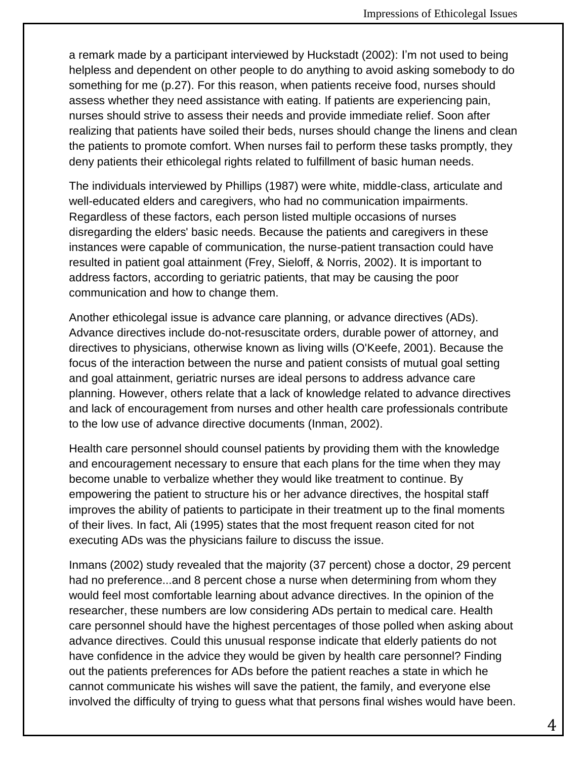a remark made by a participant interviewed by Huckstadt (2002): I'm not used to being helpless and dependent on other people to do anything to avoid asking somebody to do something for me (p.27). For this reason, when patients receive food, nurses should assess whether they need assistance with eating. If patients are experiencing pain, nurses should strive to assess their needs and provide immediate relief. Soon after realizing that patients have soiled their beds, nurses should change the linens and clean the patients to promote comfort. When nurses fail to perform these tasks promptly, they deny patients their ethicolegal rights related to fulfillment of basic human needs.

The individuals interviewed by Phillips (1987) were white, middle-class, articulate and well-educated elders and caregivers, who had no communication impairments. Regardless of these factors, each person listed multiple occasions of nurses disregarding the elders' basic needs. Because the patients and caregivers in these instances were capable of communication, the nurse-patient transaction could have resulted in patient goal attainment (Frey, Sieloff, & Norris, 2002). It is important to address factors, according to geriatric patients, that may be causing the poor communication and how to change them.

Another ethicolegal issue is advance care planning, or advance directives (ADs). Advance directives include do-not-resuscitate orders, durable power of attorney, and directives to physicians, otherwise known as living wills (O'Keefe, 2001). Because the focus of the interaction between the nurse and patient consists of mutual goal setting and goal attainment, geriatric nurses are ideal persons to address advance care planning. However, others relate that a lack of knowledge related to advance directives and lack of encouragement from nurses and other health care professionals contribute to the low use of advance directive documents (Inman, 2002).

Health care personnel should counsel patients by providing them with the knowledge and encouragement necessary to ensure that each plans for the time when they may become unable to verbalize whether they would like treatment to continue. By empowering the patient to structure his or her advance directives, the hospital staff improves the ability of patients to participate in their treatment up to the final moments of their lives. In fact, Ali (1995) states that the most frequent reason cited for not executing ADs was the physicians failure to discuss the issue.

Inmans (2002) study revealed that the majority (37 percent) chose a doctor, 29 percent had no preference...and 8 percent chose a nurse when determining from whom they would feel most comfortable learning about advance directives. In the opinion of the researcher, these numbers are low considering ADs pertain to medical care. Health care personnel should have the highest percentages of those polled when asking about advance directives. Could this unusual response indicate that elderly patients do not have confidence in the advice they would be given by health care personnel? Finding out the patients preferences for ADs before the patient reaches a state in which he cannot communicate his wishes will save the patient, the family, and everyone else involved the difficulty of trying to guess what that persons final wishes would have been.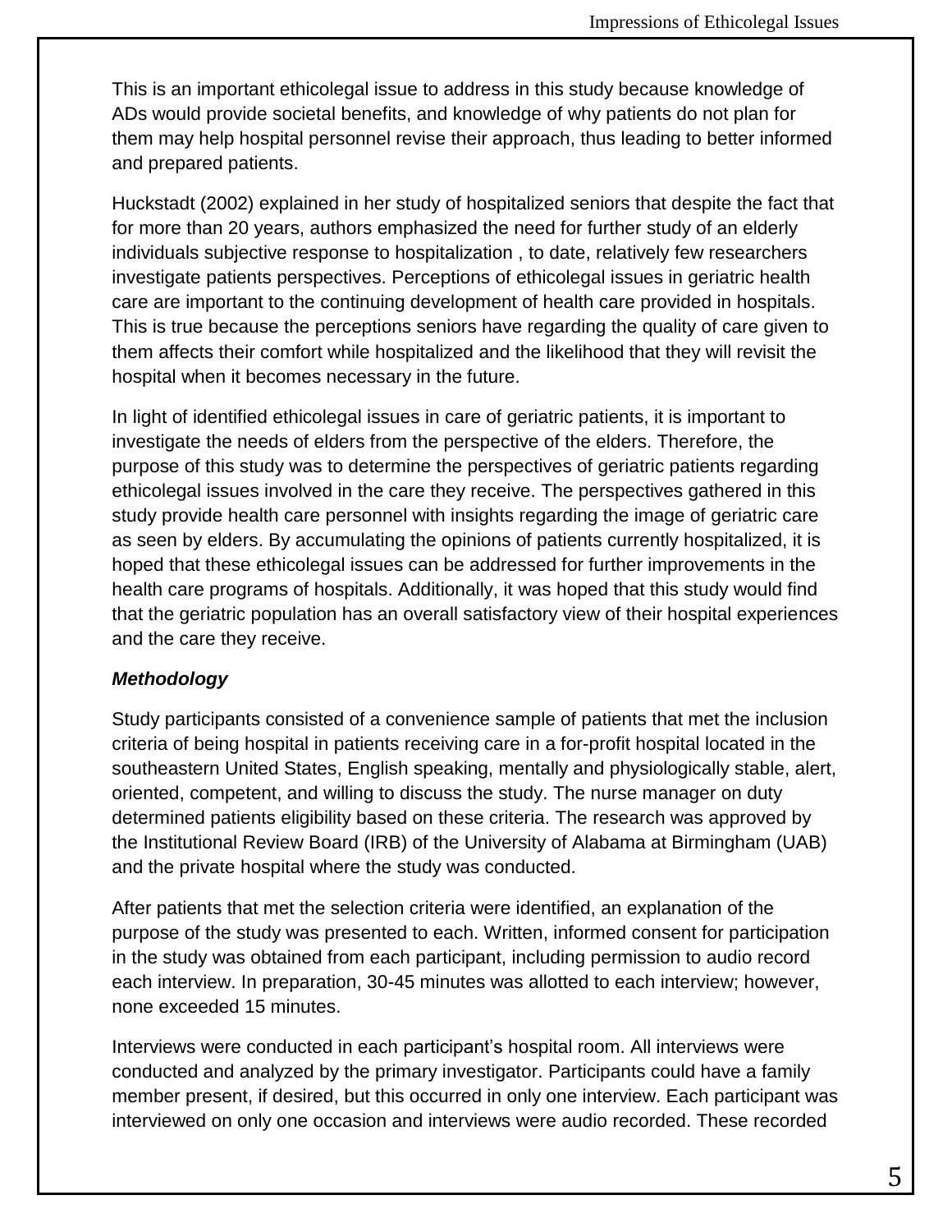This is an important ethicolegal issue to address in this study because knowledge of ADs would provide societal benefits, and knowledge of why patients do not plan for them may help hospital personnel revise their approach, thus leading to better informed and prepared patients.

Huckstadt (2002) explained in her study of hospitalized seniors that despite the fact that for more than 20 years, authors emphasized the need for further study of an elderly individuals subjective response to hospitalization , to date, relatively few researchers investigate patients perspectives. Perceptions of ethicolegal issues in geriatric health care are important to the continuing development of health care provided in hospitals. This is true because the perceptions seniors have regarding the quality of care given to them affects their comfort while hospitalized and the likelihood that they will revisit the hospital when it becomes necessary in the future.

In light of identified ethicolegal issues in care of geriatric patients, it is important to investigate the needs of elders from the perspective of the elders. Therefore, the purpose of this study was to determine the perspectives of geriatric patients regarding ethicolegal issues involved in the care they receive. The perspectives gathered in this study provide health care personnel with insights regarding the image of geriatric care as seen by elders. By accumulating the opinions of patients currently hospitalized, it is hoped that these ethicolegal issues can be addressed for further improvements in the health care programs of hospitals. Additionally, it was hoped that this study would find that the geriatric population has an overall satisfactory view of their hospital experiences and the care they receive.

***Methodology***

Study participants consisted of a convenience sample of patients that met the inclusion criteria of being hospital in patients receiving care in a for-profit hospital located in the southeastern United States, English speaking, mentally and physiologically stable, alert, oriented, competent, and willing to discuss the study. The nurse manager on duty determined patients eligibility based on these criteria. The research was approved by the Institutional Review Board (IRB) of the University of Alabama at Birmingham (UAB) and the private hospital where the study was conducted.

After patients that met the selection criteria were identified, an explanation of the purpose of the study was presented to each. Written, informed consent for participation in the study was obtained from each participant, including permission to audio record each interview. In preparation, 30-45 minutes was allotted to each interview; however, none exceeded 15 minutes.

Interviews were conducted in each participant’s hospital room. All interviews were conducted and analyzed by the primary investigator. Participants could have a family member present, if desired, but this occurred in only one interview. Each participant was interviewed on only one occasion and interviews were audio recorded. These recorded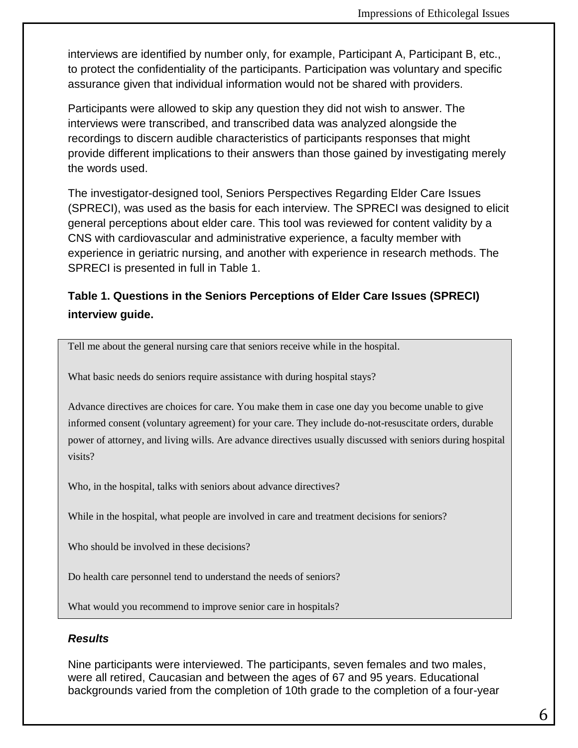interviews are identified by number only, for example, Participant A, Participant B, etc., to protect the confidentiality of the participants. Participation was voluntary and specific assurance given that individual information would not be shared with providers.

Participants were allowed to skip any question they did not wish to answer. The interviews were transcribed, and transcribed data was analyzed alongside the recordings to discern audible characteristics of participants responses that might provide different implications to their answers than those gained by investigating merely the words used.

The investigator-designed tool, Seniors Perspectives Regarding Elder Care Issues (SPRECI), was used as the basis for each interview. The SPRECI was designed to elicit general perceptions about elder care. This tool was reviewed for content validity by a CNS with cardiovascular and administrative experience, a faculty member with experience in geriatric nursing, and another with experience in research methods. The SPRECI is presented in full in Table 1.

**Table 1. Questions in the Seniors Perceptions of Elder Care Issues (SPRECI) interview guide.**

| |
|---|
| Tell me about the general nursing care that seniors receive while in the hospital. |
| What basic needs do seniors require assistance with during hospital stays? |
| Advance directives are choices for care. You make them in case one day you become unable to give informed consent (voluntary agreement) for your care. They include do-not-resuscitate orders, durable power of attorney, and living wills. Are advance directives usually discussed with seniors during hospital visits? |
| Who, in the hospital, talks with seniors about advance directives? |
| While in the hospital, what people are involved in care and treatment decisions for seniors? |
| Who should be involved in these decisions? |
| Do health care personnel tend to understand the needs of seniors? |
| What would you recommend to improve senior care in hospitals? |

### *Results*

Nine participants were interviewed. The participants, seven females and two males, were all retired, Caucasian and between the ages of 67 and 95 years. Educational backgrounds varied from the completion of 10th grade to the completion of a four-year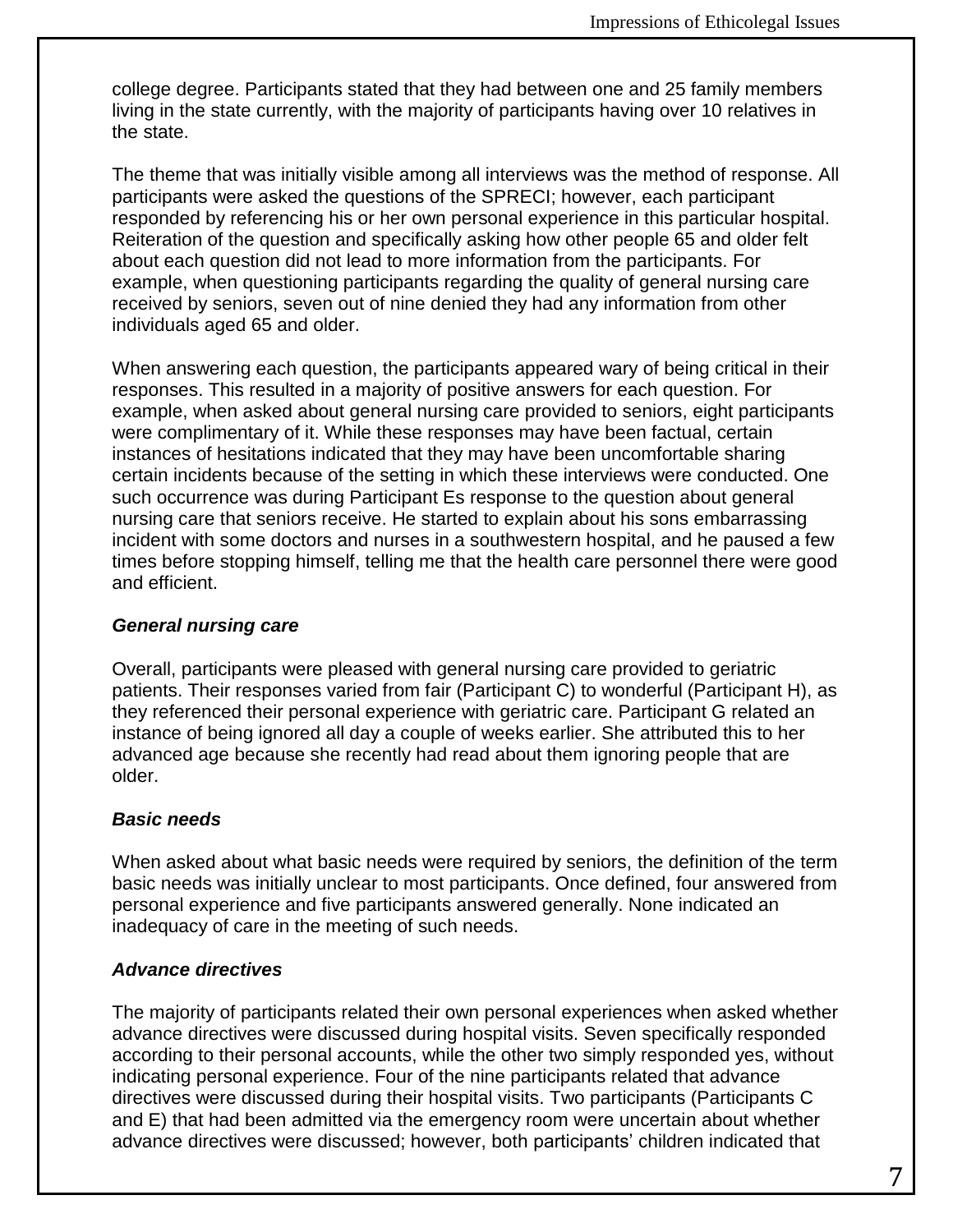college degree. Participants stated that they had between one and 25 family members living in the state currently, with the majority of participants having over 10 relatives in the state.

The theme that was initially visible among all interviews was the method of response. All participants were asked the questions of the SPRECI; however, each participant responded by referencing his or her own personal experience in this particular hospital. Reiteration of the question and specifically asking how other people 65 and older felt about each question did not lead to more information from the participants. For example, when questioning participants regarding the quality of general nursing care received by seniors, seven out of nine denied they had any information from other individuals aged 65 and older.

When answering each question, the participants appeared wary of being critical in their responses. This resulted in a majority of positive answers for each question. For example, when asked about general nursing care provided to seniors, eight participants were complimentary of it. While these responses may have been factual, certain instances of hesitations indicated that they may have been uncomfortable sharing certain incidents because of the setting in which these interviews were conducted. One such occurrence was during Participant Es response to the question about general nursing care that seniors receive. He started to explain about his sons embarrassing incident with some doctors and nurses in a southwestern hospital, and he paused a few times before stopping himself, telling me that the health care personnel there were good and efficient.

### *General nursing care*

Overall, participants were pleased with general nursing care provided to geriatric patients. Their responses varied from fair (Participant C) to wonderful (Participant H), as they referenced their personal experience with geriatric care. Participant G related an instance of being ignored all day a couple of weeks earlier. She attributed this to her advanced age because she recently had read about them ignoring people that are older.

### *Basic needs*

When asked about what basic needs were required by seniors, the definition of the term basic needs was initially unclear to most participants. Once defined, four answered from personal experience and five participants answered generally. None indicated an inadequacy of care in the meeting of such needs.

### *Advance directives*

The majority of participants related their own personal experiences when asked whether advance directives were discussed during hospital visits. Seven specifically responded according to their personal accounts, while the other two simply responded yes, without indicating personal experience. Four of the nine participants related that advance directives were discussed during their hospital visits. Two participants (Participants C and E) that had been admitted via the emergency room were uncertain about whether advance directives were discussed; however, both participants' children indicated that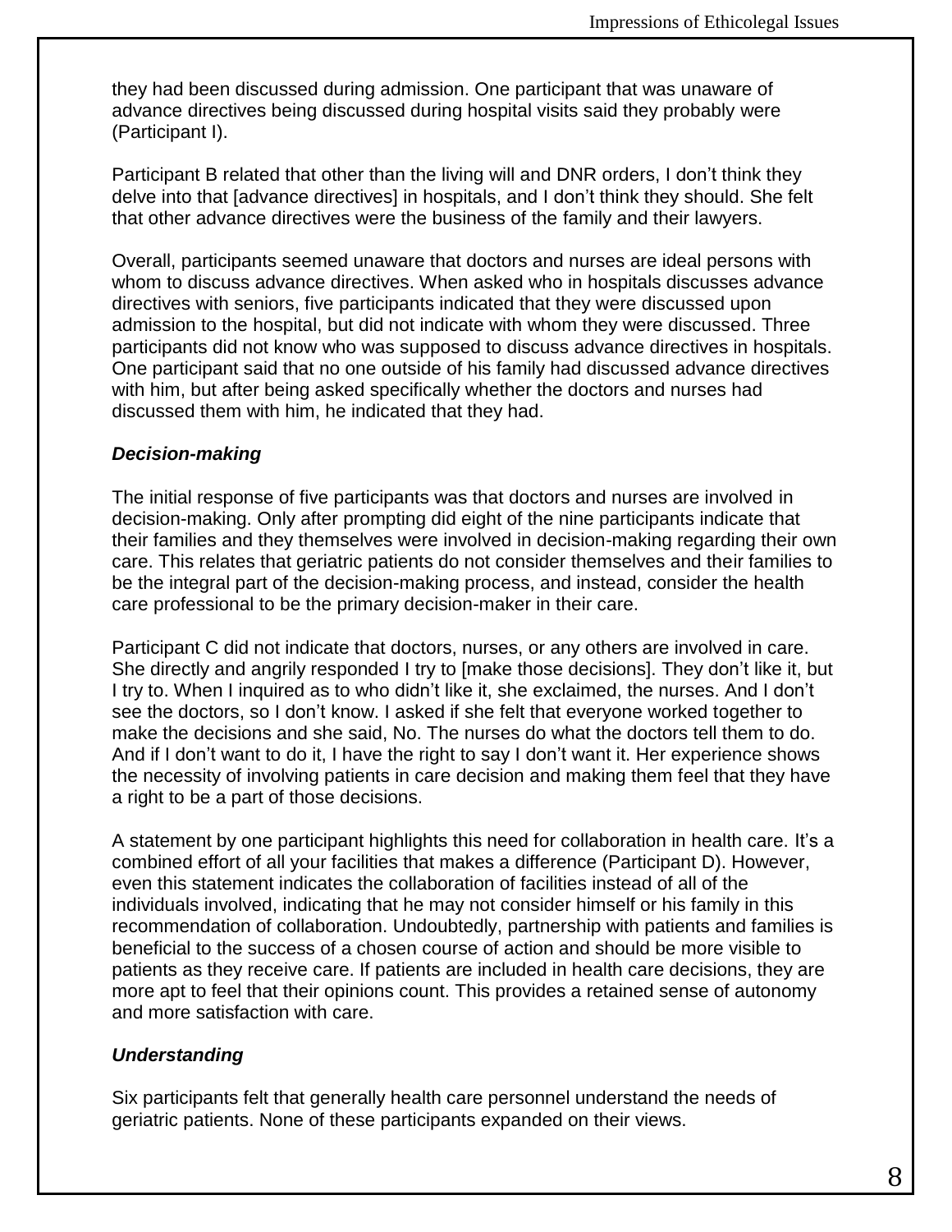they had been discussed during admission. One participant that was unaware of advance directives being discussed during hospital visits said they probably were (Participant I).

Participant B related that other than the living will and DNR orders, I don't think they delve into that [advance directives] in hospitals, and I don't think they should. She felt that other advance directives were the business of the family and their lawyers.

Overall, participants seemed unaware that doctors and nurses are ideal persons with whom to discuss advance directives. When asked who in hospitals discusses advance directives with seniors, five participants indicated that they were discussed upon admission to the hospital, but did not indicate with whom they were discussed. Three participants did not know who was supposed to discuss advance directives in hospitals. One participant said that no one outside of his family had discussed advance directives with him, but after being asked specifically whether the doctors and nurses had discussed them with him, he indicated that they had.

***Decision-making***

The initial response of five participants was that doctors and nurses are involved in decision-making. Only after prompting did eight of the nine participants indicate that their families and they themselves were involved in decision-making regarding their own care. This relates that geriatric patients do not consider themselves and their families to be the integral part of the decision-making process, and instead, consider the health care professional to be the primary decision-maker in their care.

Participant C did not indicate that doctors, nurses, or any others are involved in care. She directly and angrily responded I try to [make those decisions]. They don't like it, but I try to. When I inquired as to who didn't like it, she exclaimed, the nurses. And I don't see the doctors, so I don't know. I asked if she felt that everyone worked together to make the decisions and she said, No. The nurses do what the doctors tell them to do. And if I don't want to do it, I have the right to say I don't want it. Her experience shows the necessity of involving patients in care decision and making them feel that they have a right to be a part of those decisions.

A statement by one participant highlights this need for collaboration in health care. It's a combined effort of all your facilities that makes a difference (Participant D). However, even this statement indicates the collaboration of facilities instead of all of the individuals involved, indicating that he may not consider himself or his family in this recommendation of collaboration. Undoubtedly, partnership with patients and families is beneficial to the success of a chosen course of action and should be more visible to patients as they receive care. If patients are included in health care decisions, they are more apt to feel that their opinions count. This provides a retained sense of autonomy and more satisfaction with care.

***Understanding***

Six participants felt that generally health care personnel understand the needs of geriatric patients. None of these participants expanded on their views.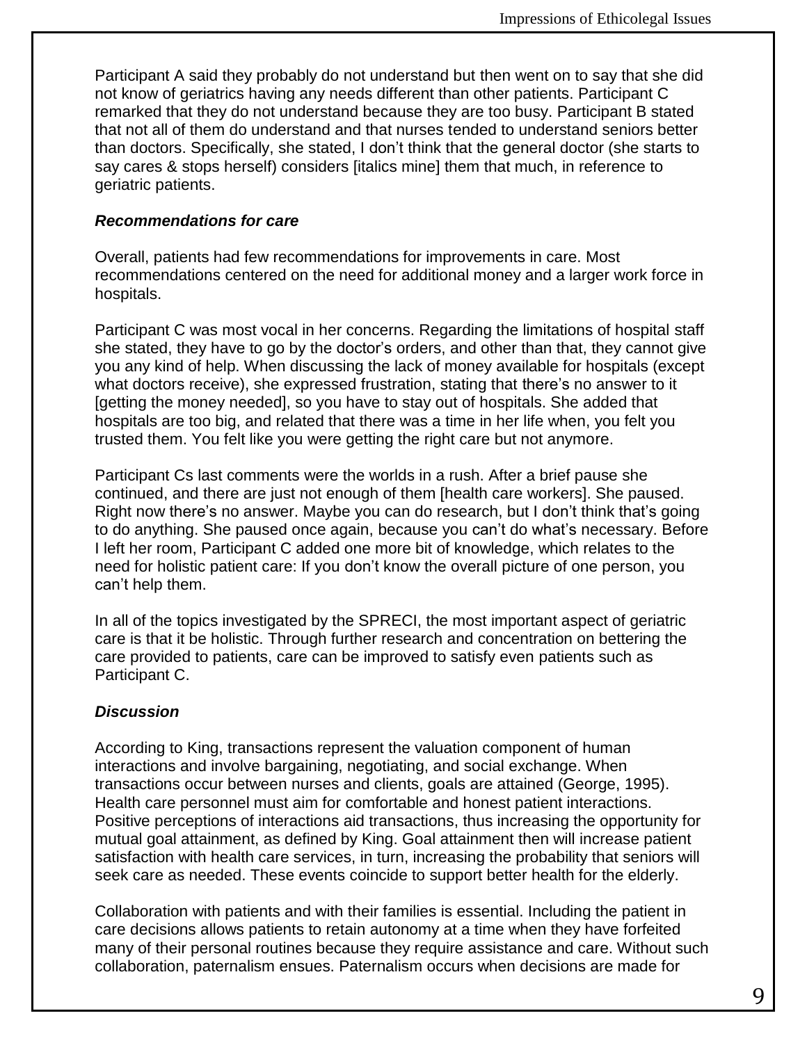Participant A said they probably do not understand but then went on to say that she did not know of geriatrics having any needs different than other patients. Participant C remarked that they do not understand because they are too busy. Participant B stated that not all of them do understand and that nurses tended to understand seniors better than doctors. Specifically, she stated, I don't think that the general doctor (she starts to say cares & stops herself) considers [italics mine] them that much, in reference to geriatric patients.

### *Recommendations for care*

Overall, patients had few recommendations for improvements in care. Most recommendations centered on the need for additional money and a larger work force in hospitals.

Participant C was most vocal in her concerns. Regarding the limitations of hospital staff she stated, they have to go by the doctor's orders, and other than that, they cannot give you any kind of help. When discussing the lack of money available for hospitals (except what doctors receive), she expressed frustration, stating that there's no answer to it [getting the money needed], so you have to stay out of hospitals. She added that hospitals are too big, and related that there was a time in her life when, you felt you trusted them. You felt like you were getting the right care but not anymore.

Participant Cs last comments were the worlds in a rush. After a brief pause she continued, and there are just not enough of them [health care workers]. She paused. Right now there's no answer. Maybe you can do research, but I don't think that's going to do anything. She paused once again, because you can't do what's necessary. Before I left her room, Participant C added one more bit of knowledge, which relates to the need for holistic patient care: If you don't know the overall picture of one person, you can't help them.

In all of the topics investigated by the SPRECI, the most important aspect of geriatric care is that it be holistic. Through further research and concentration on bettering the care provided to patients, care can be improved to satisfy even patients such as Participant C.

### *Discussion*

According to King, transactions represent the valuation component of human interactions and involve bargaining, negotiating, and social exchange. When transactions occur between nurses and clients, goals are attained (George, 1995). Health care personnel must aim for comfortable and honest patient interactions. Positive perceptions of interactions aid transactions, thus increasing the opportunity for mutual goal attainment, as defined by King. Goal attainment then will increase patient satisfaction with health care services, in turn, increasing the probability that seniors will seek care as needed. These events coincide to support better health for the elderly.

Collaboration with patients and with their families is essential. Including the patient in care decisions allows patients to retain autonomy at a time when they have forfeited many of their personal routines because they require assistance and care. Without such collaboration, paternalism ensues. Paternalism occurs when decisions are made for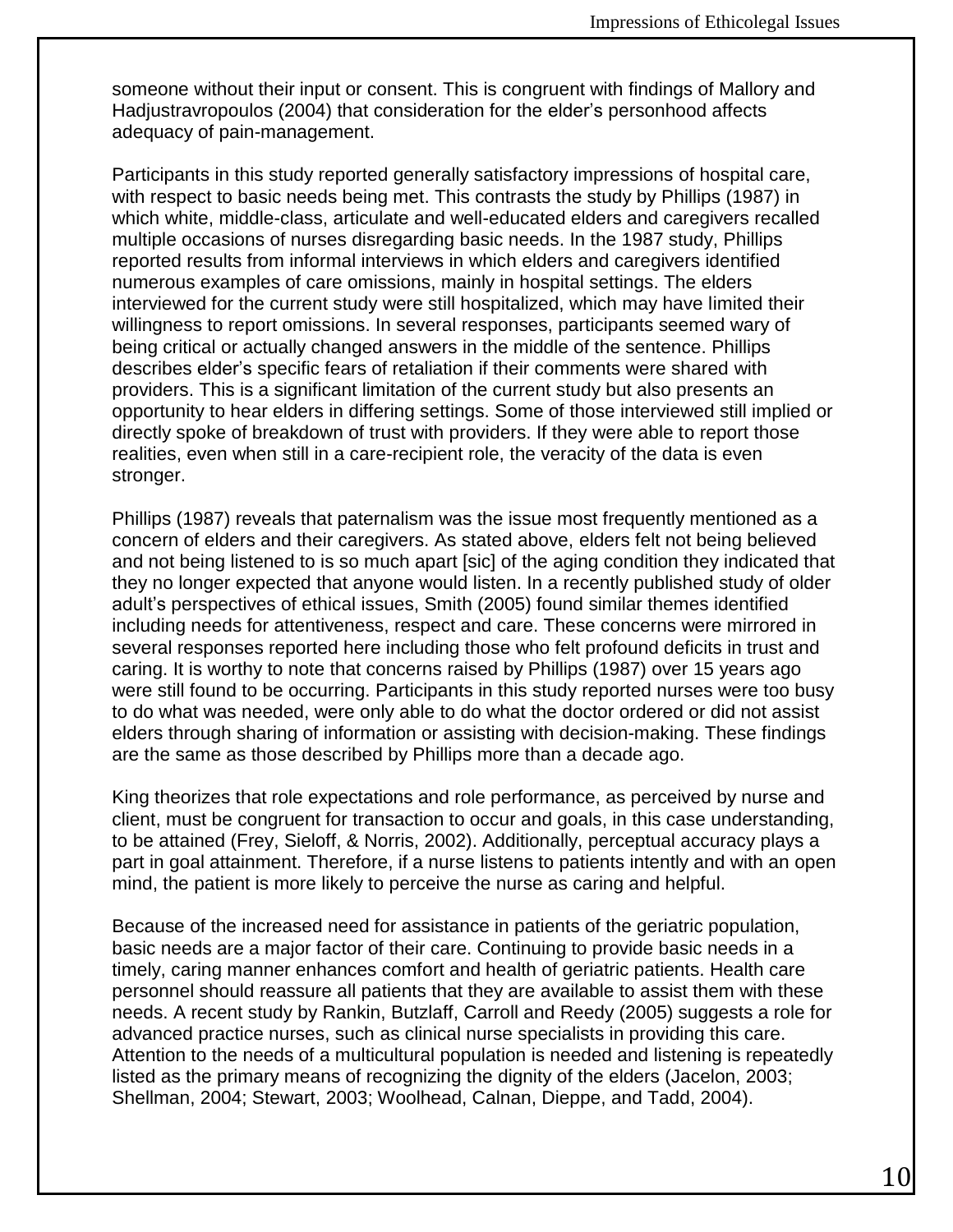someone without their input or consent. This is congruent with findings of Mallory and Hadjustravropoulos (2004) that consideration for the elder's personhood affects adequacy of pain-management.

Participants in this study reported generally satisfactory impressions of hospital care, with respect to basic needs being met. This contrasts the study by Phillips (1987) in which white, middle-class, articulate and well-educated elders and caregivers recalled multiple occasions of nurses disregarding basic needs. In the 1987 study, Phillips reported results from informal interviews in which elders and caregivers identified numerous examples of care omissions, mainly in hospital settings. The elders interviewed for the current study were still hospitalized, which may have limited their willingness to report omissions. In several responses, participants seemed wary of being critical or actually changed answers in the middle of the sentence. Phillips describes elder's specific fears of retaliation if their comments were shared with providers. This is a significant limitation of the current study but also presents an opportunity to hear elders in differing settings. Some of those interviewed still implied or directly spoke of breakdown of trust with providers. If they were able to report those realities, even when still in a care-recipient role, the veracity of the data is even stronger.

Phillips (1987) reveals that paternalism was the issue most frequently mentioned as a concern of elders and their caregivers. As stated above, elders felt not being believed and not being listened to is so much apart [sic] of the aging condition they indicated that they no longer expected that anyone would listen. In a recently published study of older adult's perspectives of ethical issues, Smith (2005) found similar themes identified including needs for attentiveness, respect and care. These concerns were mirrored in several responses reported here including those who felt profound deficits in trust and caring. It is worthy to note that concerns raised by Phillips (1987) over 15 years ago were still found to be occurring. Participants in this study reported nurses were too busy to do what was needed, were only able to do what the doctor ordered or did not assist elders through sharing of information or assisting with decision-making. These findings are the same as those described by Phillips more than a decade ago.

King theorizes that role expectations and role performance, as perceived by nurse and client, must be congruent for transaction to occur and goals, in this case understanding, to be attained (Frey, Sieloff, & Norris, 2002). Additionally, perceptual accuracy plays a part in goal attainment. Therefore, if a nurse listens to patients intently and with an open mind, the patient is more likely to perceive the nurse as caring and helpful.

Because of the increased need for assistance in patients of the geriatric population, basic needs are a major factor of their care. Continuing to provide basic needs in a timely, caring manner enhances comfort and health of geriatric patients. Health care personnel should reassure all patients that they are available to assist them with these needs. A recent study by Rankin, Butzlaff, Carroll and Reedy (2005) suggests a role for advanced practice nurses, such as clinical nurse specialists in providing this care. Attention to the needs of a multicultural population is needed and listening is repeatedly listed as the primary means of recognizing the dignity of the elders (Jacelon, 2003; Shellman, 2004; Stewart, 2003; Woolhead, Calnan, Dieppe, and Tadd, 2004).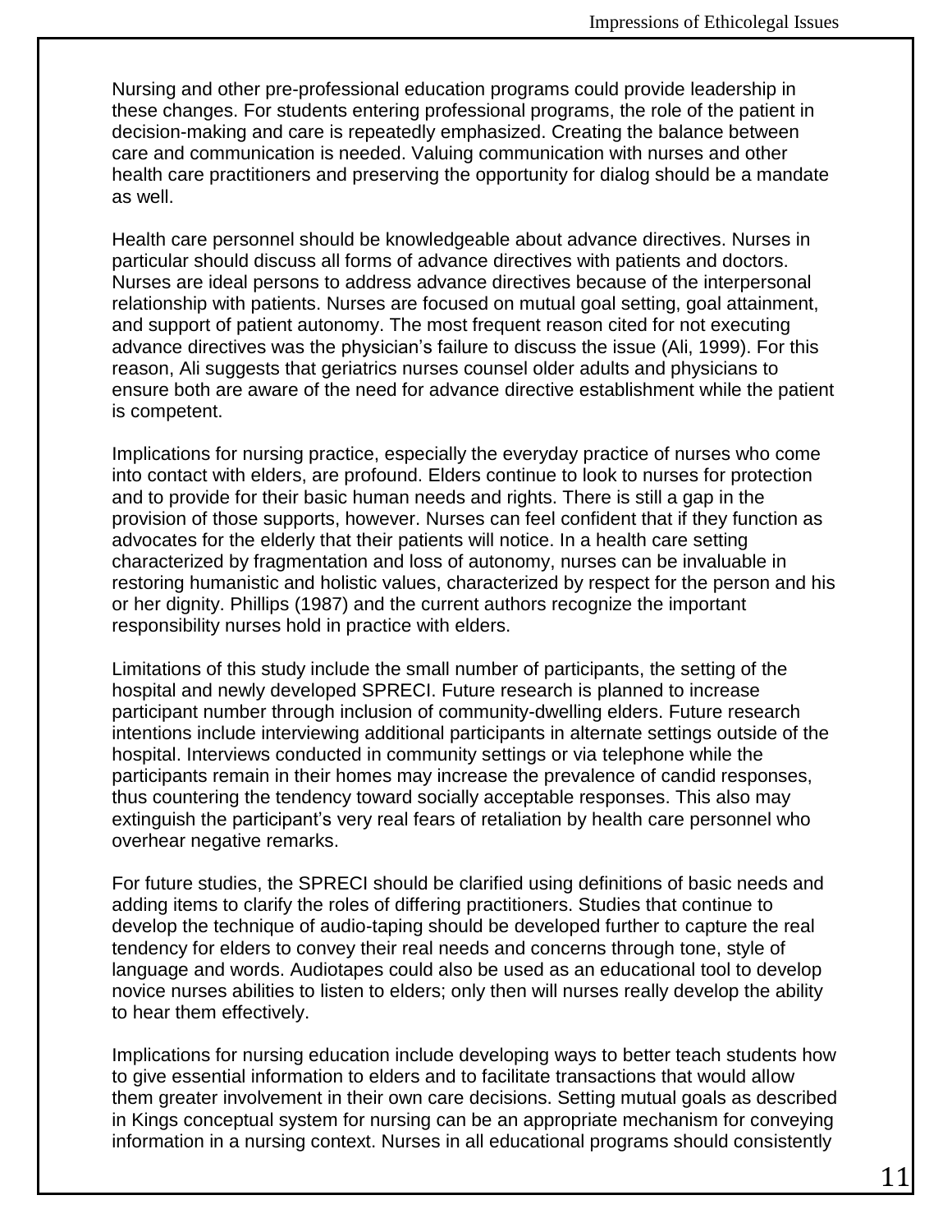Nursing and other pre-professional education programs could provide leadership in these changes. For students entering professional programs, the role of the patient in decision-making and care is repeatedly emphasized. Creating the balance between care and communication is needed. Valuing communication with nurses and other health care practitioners and preserving the opportunity for dialog should be a mandate as well.

Health care personnel should be knowledgeable about advance directives. Nurses in particular should discuss all forms of advance directives with patients and doctors. Nurses are ideal persons to address advance directives because of the interpersonal relationship with patients. Nurses are focused on mutual goal setting, goal attainment, and support of patient autonomy. The most frequent reason cited for not executing advance directives was the physician's failure to discuss the issue (Ali, 1999). For this reason, Ali suggests that geriatrics nurses counsel older adults and physicians to ensure both are aware of the need for advance directive establishment while the patient is competent.

Implications for nursing practice, especially the everyday practice of nurses who come into contact with elders, are profound. Elders continue to look to nurses for protection and to provide for their basic human needs and rights. There is still a gap in the provision of those supports, however. Nurses can feel confident that if they function as advocates for the elderly that their patients will notice. In a health care setting characterized by fragmentation and loss of autonomy, nurses can be invaluable in restoring humanistic and holistic values, characterized by respect for the person and his or her dignity. Phillips (1987) and the current authors recognize the important responsibility nurses hold in practice with elders.

Limitations of this study include the small number of participants, the setting of the hospital and newly developed SPRECI. Future research is planned to increase participant number through inclusion of community-dwelling elders. Future research intentions include interviewing additional participants in alternate settings outside of the hospital. Interviews conducted in community settings or via telephone while the participants remain in their homes may increase the prevalence of candid responses, thus countering the tendency toward socially acceptable responses. This also may extinguish the participant's very real fears of retaliation by health care personnel who overhear negative remarks.

For future studies, the SPRECI should be clarified using definitions of basic needs and adding items to clarify the roles of differing practitioners. Studies that continue to develop the technique of audio-taping should be developed further to capture the real tendency for elders to convey their real needs and concerns through tone, style of language and words. Audiotapes could also be used as an educational tool to develop novice nurses abilities to listen to elders; only then will nurses really develop the ability to hear them effectively.

Implications for nursing education include developing ways to better teach students how to give essential information to elders and to facilitate transactions that would allow them greater involvement in their own care decisions. Setting mutual goals as described in Kings conceptual system for nursing can be an appropriate mechanism for conveying information in a nursing context. Nurses in all educational programs should consistently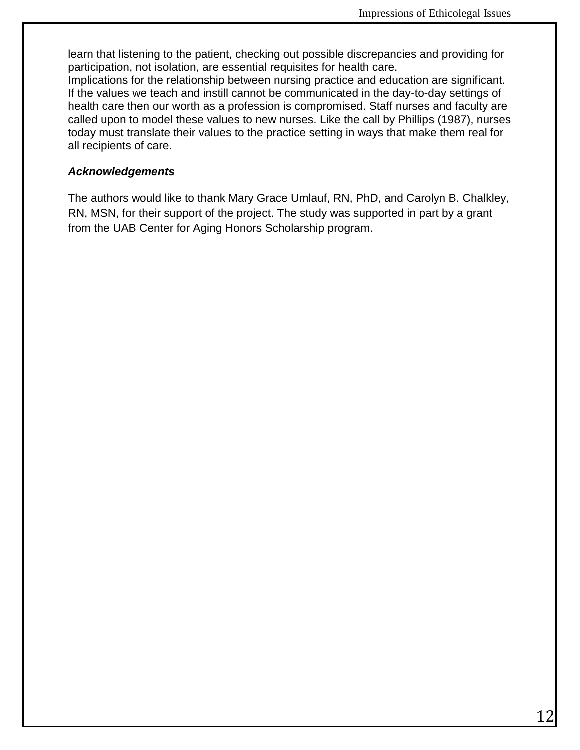learn that listening to the patient, checking out possible discrepancies and providing for participation, not isolation, are essential requisites for health care.

Implications for the relationship between nursing practice and education are significant. If the values we teach and instill cannot be communicated in the day-to-day settings of health care then our worth as a profession is compromised. Staff nurses and faculty are called upon to model these values to new nurses. Like the call by Phillips (1987), nurses today must translate their values to the practice setting in ways that make them real for all recipients of care.

***Acknowledgements***

The authors would like to thank Mary Grace Umlauf, RN, PhD, and Carolyn B. Chalkley, RN, MSN, for their support of the project. The study was supported in part by a grant from the UAB Center for Aging Honors Scholarship program.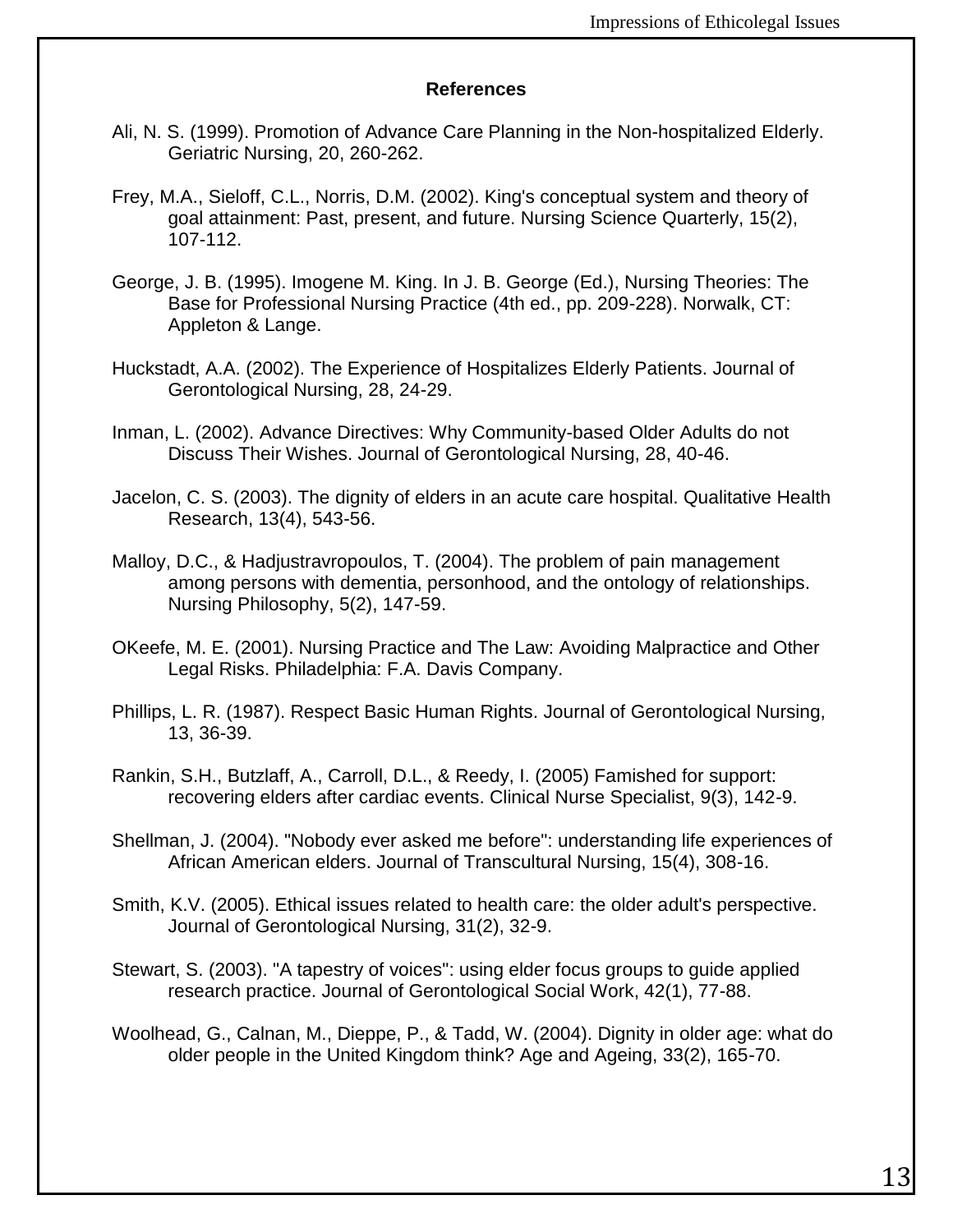## References

Ali, N. S. (1999). Promotion of Advance Care Planning in the Non-hospitalized Elderly. Geriatric Nursing, 20, 260-262.

Frey, M.A., Sieloff, C.L., Norris, D.M. (2002). King's conceptual system and theory of goal attainment: Past, present, and future. Nursing Science Quarterly, 15(2), 107-112.

George, J. B. (1995). Imogene M. King. In J. B. George (Ed.), Nursing Theories: The Base for Professional Nursing Practice (4th ed., pp. 209-228). Norwalk, CT: Appleton & Lange.

Huckstadt, A.A. (2002). The Experience of Hospitalizes Elderly Patients. Journal of Gerontological Nursing, 28, 24-29.

Inman, L. (2002). Advance Directives: Why Community-based Older Adults do not Discuss Their Wishes. Journal of Gerontological Nursing, 28, 40-46.

Jacelon, C. S. (2003). The dignity of elders in an acute care hospital. Qualitative Health Research, 13(4), 543-56.

Malloy, D.C., & Hadjustravropoulos, T. (2004). The problem of pain management among persons with dementia, personhood, and the ontology of relationships. Nursing Philosophy, 5(2), 147-59.

OKeefe, M. E. (2001). Nursing Practice and The Law: Avoiding Malpractice and Other Legal Risks. Philadelphia: F.A. Davis Company.

Phillips, L. R. (1987). Respect Basic Human Rights. Journal of Gerontological Nursing, 13, 36-39.

Rankin, S.H., Butzlaff, A., Carroll, D.L., & Reedy, I. (2005) Famished for support: recovering elders after cardiac events. Clinical Nurse Specialist, 9(3), 142-9.

Shellman, J. (2004). "Nobody ever asked me before": understanding life experiences of African American elders. Journal of Transcultural Nursing, 15(4), 308-16.

Smith, K.V. (2005). Ethical issues related to health care: the older adult's perspective. Journal of Gerontological Nursing, 31(2), 32-9.

Stewart, S. (2003). "A tapestry of voices": using elder focus groups to guide applied research practice. Journal of Gerontological Social Work, 42(1), 77-88.

Woolhead, G., Calnan, M., Dieppe, P., & Tadd, W. (2004). Dignity in older age: what do older people in the United Kingdom think? Age and Ageing, 33(2), 165-70.